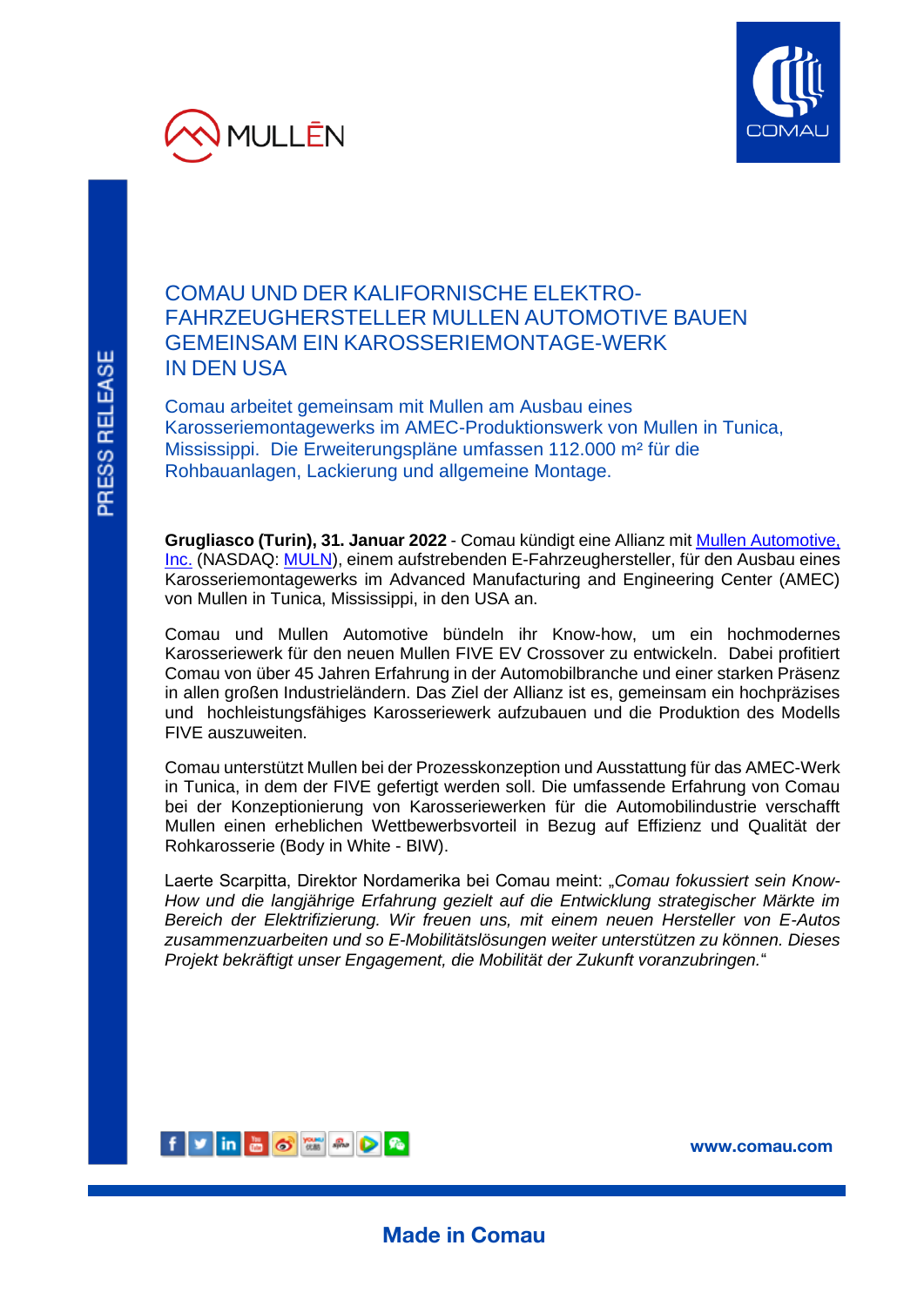# COMAU UND DER KALIFORNISCHE ELEKTRO-FAHRZEUGHERSTELLER MULLEN AUTOMOTIVE BAUEN GEMEINSAM EIN KAROSSERIEMONTAGE-WERK IN DEN USA

## Comau arbeitet gemeinsam mit Mullen am Ausbau eines Karosseriemontagewerks im AMEC-Produktionswerk von Mullen in Tunica, Mississippi. Die Erweiterungspläne umfassen 112.000 m² für die Rohbauanlagen, Lackierung und allgemeine Montage.

**Grugliasco (Turin), 31. Januar 2022** - Comau kündigt eine Allianz mit Mullen Automotive, Inc. (NASDAQ: MULN), einem aufstrebenden E-Fahrzeughersteller, für den Ausbau eines Karosseriemontagewerks im Advanced Manufacturing and Engineering Center (AMEC) von Mullen in Tunica, Mississippi, in den USA an.

Comau und Mullen Automotive bündeln ihr Know-how, um ein hochmodernes Karosseriewerk für den neuen Mullen FIVE EV Crossover zu entwickeln. Dabei profitiert Comau von über 45 Jahren Erfahrung in der Automobilbranche und einer starken Präsenz in allen großen Industrieländern. Das Ziel der Allianz ist es, gemeinsam ein hochpräzises und hochleistungsfähiges Karosseriewerk aufzubauen und die Produktion des Modells FIVE auszuweiten.

Comau unterstützt Mullen bei der Prozesskonzeption und Ausstattung für das AMEC-Werk in Tunica, in dem der FIVE gefertigt werden soll. Die umfassende Erfahrung von Comau bei der Konzeptionierung von Karosseriewerken für die Automobilindustrie verschafft Mullen einen erheblichen Wettbewerbsvorteil in Bezug auf Effizienz und Qualität der Rohkarosserie (Body in White - BIW).

Laerte Scarpitta, Direktor Nordamerika bei Comau meint: „*Comau fokussiert sein Know-How und die langjährige Erfahrung gezielt auf die Entwicklung strategischer Märkte im Bereich der Elektrifizierung. Wir freuen uns, mit einem neuen Hersteller von E-Autos zusammenzuarbeiten und so E-Mobilitätslösungen weiter unterstützen zu können. Dieses Projekt bekräftigt unser Engagement, die Mobilität der Zukunft voranzubringen.*"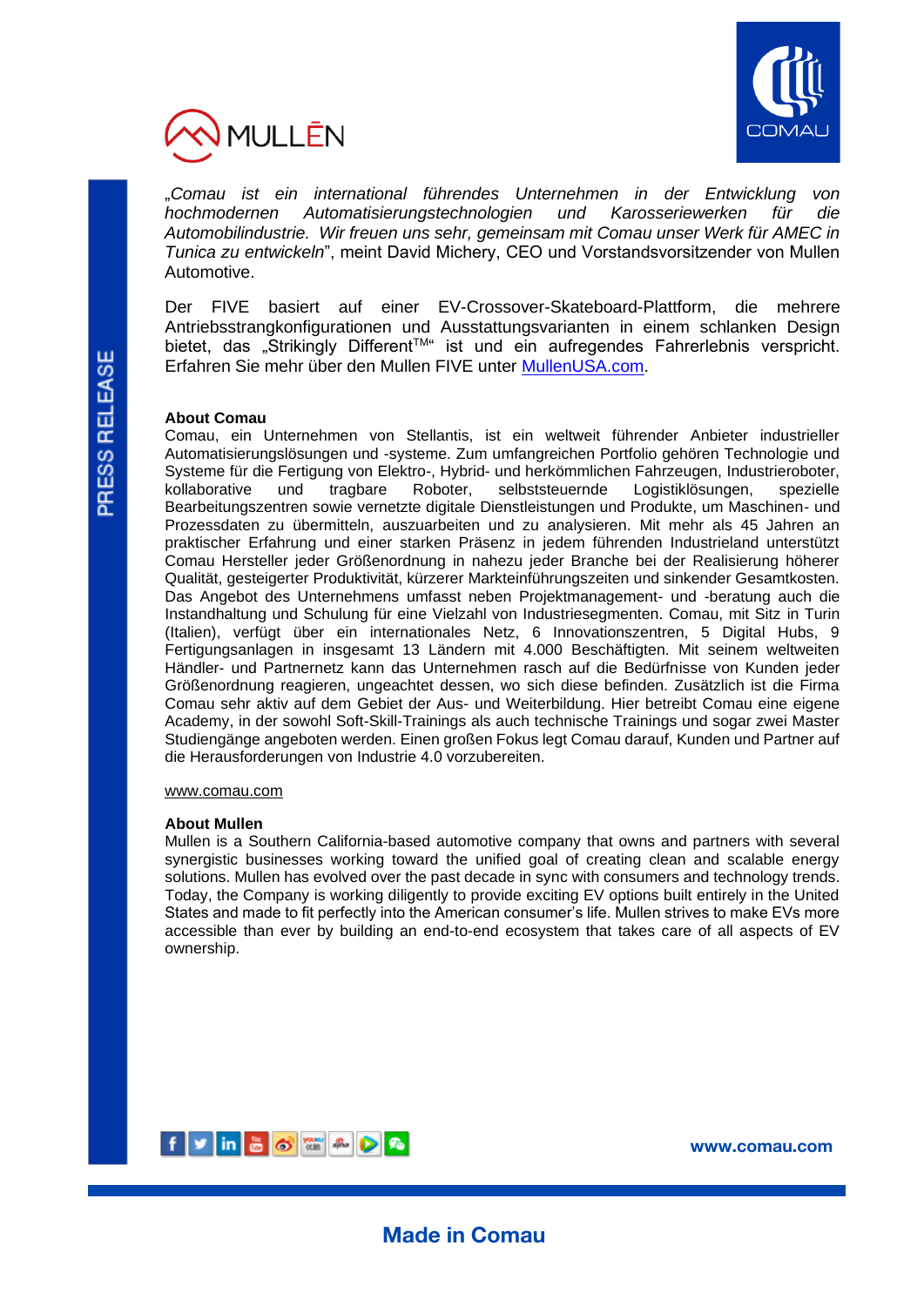„*Comau ist ein international führendes Unternehmen in der Entwicklung von hochmodernen Automatisierungstechnologien und Karosseriewerken für die Automobilindustrie. Wir freuen uns sehr, gemeinsam mit Comau unser Werk für AMEC in Tunica zu entwickeln*", meint David Michery, CEO und Vorstandsvorsitzender von Mullen Automotive.

Der FIVE basiert auf einer EV-Crossover-Skateboard-Plattform, die mehrere Antriebsstrangkonfigurationen und Ausstattungsvarianten in einem schlanken Design bietet, das „Strikingly Different™" ist und ein aufregendes Fahrerlebnis verspricht. Erfahren Sie mehr über den Mullen FIVE unter MullenUSA.com.

**About Comau**

Comau, ein Unternehmen von Stellantis, ist ein weltweit führender Anbieter industrieller Automatisierungslösungen und -systeme. Zum umfangreichen Portfolio gehören Technologie und Systeme für die Fertigung von Elektro-, Hybrid- und herkömmlichen Fahrzeugen, Industrieroboter, kollaborative und tragbare Roboter, selbststeuernde Logistiklösungen, spezielle Bearbeitungszentren sowie vernetzte digitale Dienstleistungen und Produkte, um Maschinen- und Prozessdaten zu übermitteln, auszuarbeiten und zu analysieren. Mit mehr als 45 Jahren an praktischer Erfahrung und einer starken Präsenz in jedem führenden Industrieland unterstützt Comau Hersteller jeder Größenordnung in nahezu jeder Branche bei der Realisierung höherer Qualität, gesteigerter Produktivität, kürzerer Markteinführungszeiten und sinkender Gesamtkosten. Das Angebot des Unternehmens umfasst neben Projektmanagement- und -beratung auch die Instandhaltung und Schulung für eine Vielzahl von Industriesegmenten. Comau, mit Sitz in Turin (Italien), verfügt über ein internationales Netz, 6 Innovationszentren, 5 Digital Hubs, 9 Fertigungsanlagen in insgesamt 13 Ländern mit 4.000 Beschäftigten. Mit seinem weltweiten Händler- und Partnernetz kann das Unternehmen rasch auf die Bedürfnisse von Kunden jeder Größenordnung reagieren, ungeachtet dessen, wo sich diese befinden. Zusätzlich ist die Firma Comau sehr aktiv auf dem Gebiet der Aus- und Weiterbildung. Hier betreibt Comau eine eigene Academy, in der sowohl Soft-Skill-Trainings als auch technische Trainings und sogar zwei Master Studiengänge angeboten werden. Einen großen Fokus legt Comau darauf, Kunden und Partner auf die Herausforderungen von Industrie 4.0 vorzubereiten.

www.comau.com

**About Mullen**

Mullen is a Southern California-based automotive company that owns and partners with several synergistic businesses working toward the unified goal of creating clean and scalable energy solutions. Mullen has evolved over the past decade in sync with consumers and technology trends. Today, the Company is working diligently to provide exciting EV options built entirely in the United States and made to fit perfectly into the American consumer's life. Mullen strives to make EVs more accessible than ever by building an end-to-end ecosystem that takes care of all aspects of EV ownership.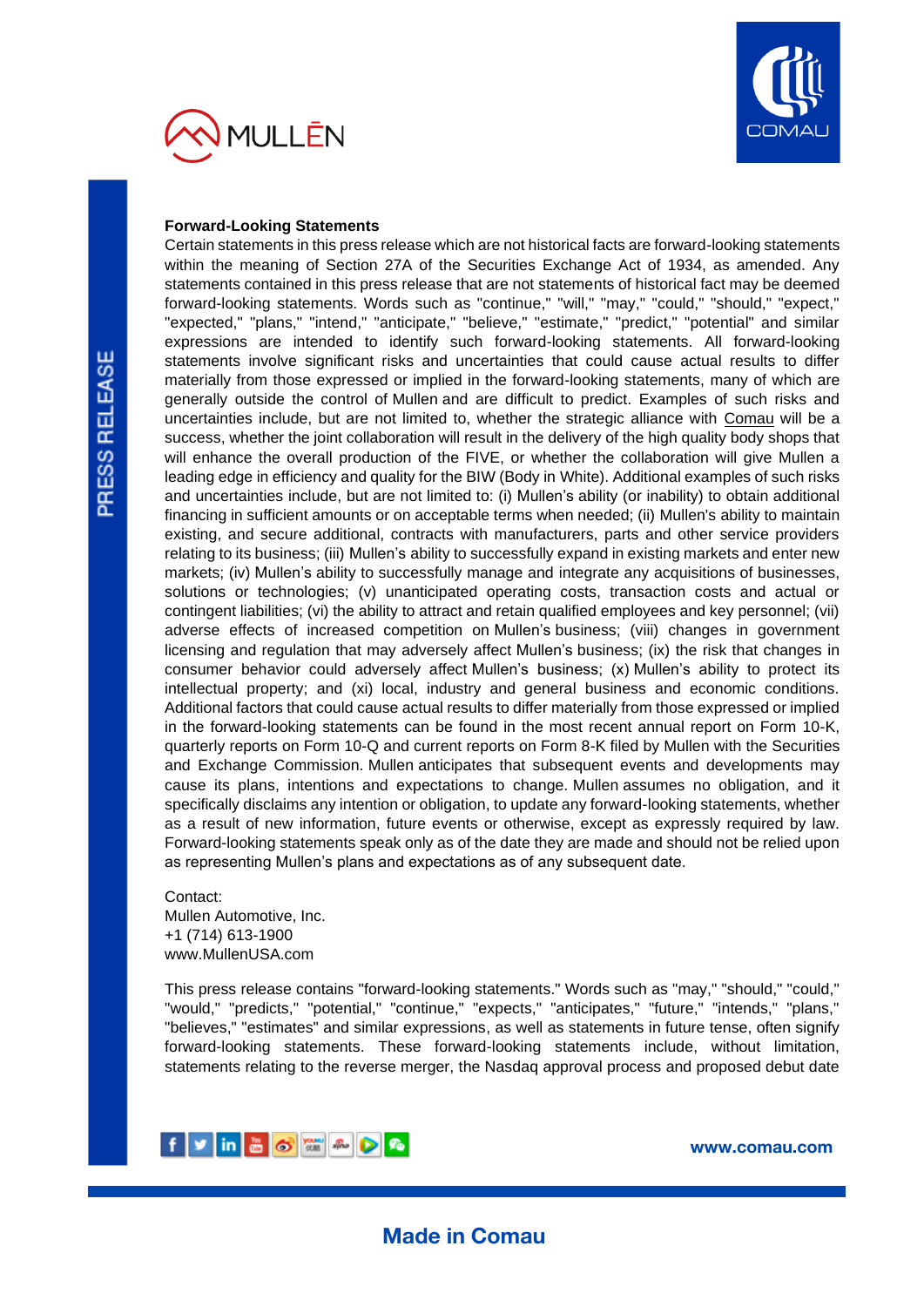**Forward-Looking Statements**

Certain statements in this press release which are not historical facts are forward-looking statements within the meaning of Section 27A of the Securities Exchange Act of 1934, as amended. Any statements contained in this press release that are not statements of historical fact may be deemed forward-looking statements. Words such as "continue," "will," "may," "could," "should," "expect," "expected," "plans," "intend," "anticipate," "believe," "estimate," "predict," "potential" and similar expressions are intended to identify such forward-looking statements. All forward-looking statements involve significant risks and uncertainties that could cause actual results to differ materially from those expressed or implied in the forward-looking statements, many of which are generally outside the control of Mullen and are difficult to predict. Examples of such risks and uncertainties include, but are not limited to, whether the strategic alliance with Comau will be a success, whether the joint collaboration will result in the delivery of the high quality body shops that will enhance the overall production of the FIVE, or whether the collaboration will give Mullen a leading edge in efficiency and quality for the BIW (Body in White). Additional examples of such risks and uncertainties include, but are not limited to: (i) Mullen's ability (or inability) to obtain additional financing in sufficient amounts or on acceptable terms when needed; (ii) Mullen's ability to maintain existing, and secure additional, contracts with manufacturers, parts and other service providers relating to its business; (iii) Mullen's ability to successfully expand in existing markets and enter new markets; (iv) Mullen's ability to successfully manage and integrate any acquisitions of businesses, solutions or technologies; (v) unanticipated operating costs, transaction costs and actual or contingent liabilities; (vi) the ability to attract and retain qualified employees and key personnel; (vii) adverse effects of increased competition on Mullen's business; (viii) changes in government licensing and regulation that may adversely affect Mullen's business; (ix) the risk that changes in consumer behavior could adversely affect Mullen's business; (x) Mullen's ability to protect its intellectual property; and (xi) local, industry and general business and economic conditions. Additional factors that could cause actual results to differ materially from those expressed or implied in the forward-looking statements can be found in the most recent annual report on Form 10-K, quarterly reports on Form 10-Q and current reports on Form 8-K filed by Mullen with the Securities and Exchange Commission. Mullen anticipates that subsequent events and developments may cause its plans, intentions and expectations to change. Mullen assumes no obligation, and it specifically disclaims any intention or obligation, to update any forward-looking statements, whether as a result of new information, future events or otherwise, except as expressly required by law. Forward-looking statements speak only as of the date they are made and should not be relied upon as representing Mullen's plans and expectations as of any subsequent date.

Contact:
Mullen Automotive, Inc.
+1 (714) 613-1900
www.MullenUSA.com

This press release contains "forward-looking statements." Words such as "may," "should," "could," "would," "predicts," "potential," "continue," "expects," "anticipates," "future," "intends," "plans," "believes," "estimates" and similar expressions, as well as statements in future tense, often signify forward-looking statements. These forward-looking statements include, without limitation, statements relating to the reverse merger, the Nasdaq approval process and proposed debut date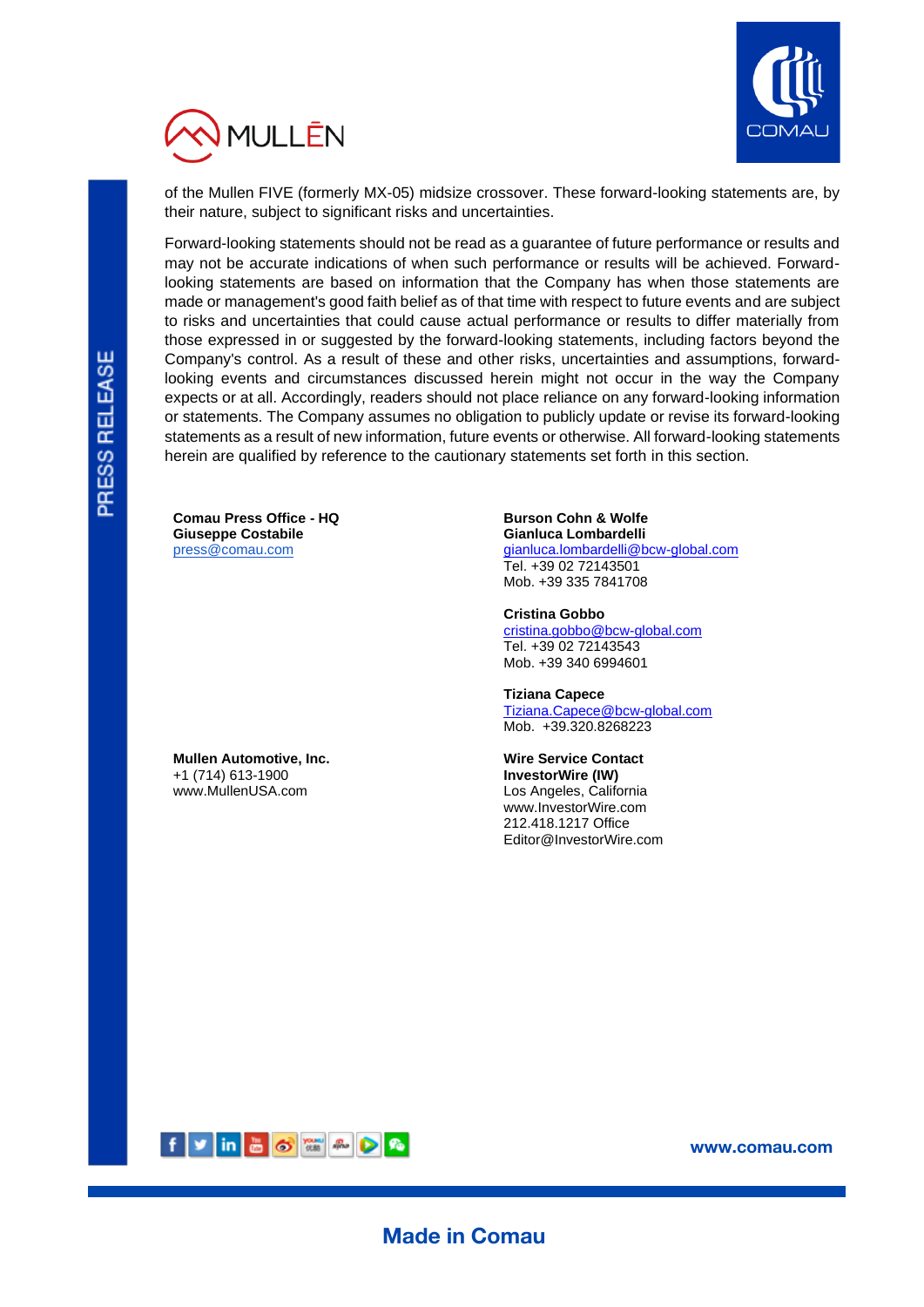of the Mullen FIVE (formerly MX-05) midsize crossover. These forward-looking statements are, by their nature, subject to significant risks and uncertainties.

Forward-looking statements should not be read as a guarantee of future performance or results and may not be accurate indications of when such performance or results will be achieved. Forward-looking statements are based on information that the Company has when those statements are made or management's good faith belief as of that time with respect to future events and are subject to risks and uncertainties that could cause actual performance or results to differ materially from those expressed in or suggested by the forward-looking statements, including factors beyond the Company's control. As a result of these and other risks, uncertainties and assumptions, forward-looking events and circumstances discussed herein might not occur in the way the Company expects or at all. Accordingly, readers should not place reliance on any forward-looking information or statements. The Company assumes no obligation to publicly update or revise its forward-looking statements as a result of new information, future events or otherwise. All forward-looking statements herein are qualified by reference to the cautionary statements set forth in this section.

**Comau Press Office - HQ**
**Giuseppe Costabile**
press@comau.com

**Burson Cohn & Wolfe**
**Gianluca Lombardelli**
gianluca.lombardelli@bcw-global.com
Tel. +39 02 72143501
Mob. +39 335 7841708

**Cristina Gobbo**
cristina.gobbo@bcw-global.com
Tel. +39 02 72143543
Mob. +39 340 6994601

**Tiziana Capece**
Tiziana.Capece@bcw-global.com
Mob. +39.320.8268223

**Mullen Automotive, Inc.**
+1 (714) 613-1900
www.MullenUSA.com

**Wire Service Contact**
**InvestorWire (IW)**
Los Angeles, California
www.InvestorWire.com
212.418.1217 Office
Editor@InvestorWire.com

**www.comau.com**

**Made in Comau**